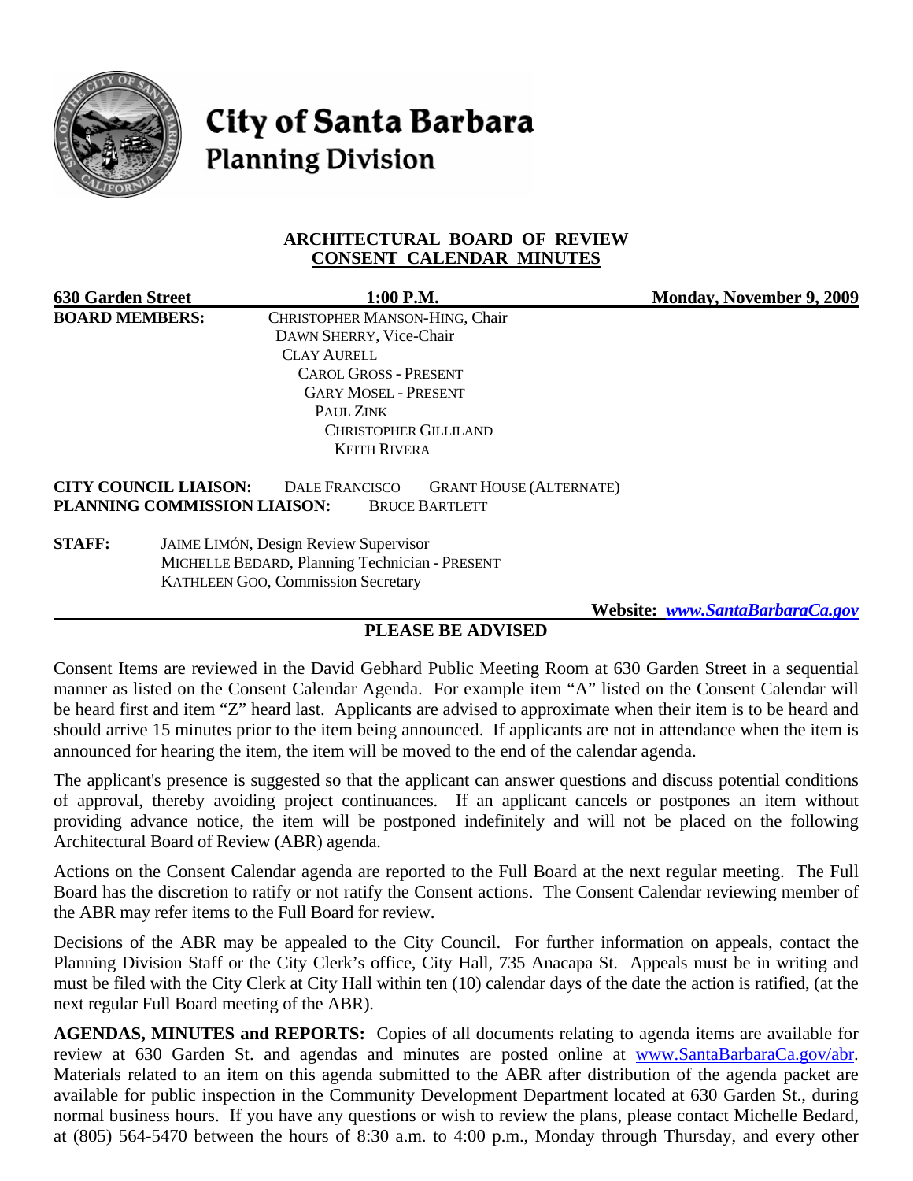# City of Santa Barbara
## Planning Division

### ARCHITECTURAL BOARD OF REVIEW
### CONSENT CALENDAR MINUTES

**630 Garden Street** **1:00 P.M.** **Monday, November 9, 2009**

**BOARD MEMBERS:**
CHRISTOPHER MANSON-HING, Chair
DAWN SHERRY, Vice-Chair
CLAY AURELL
CAROL GROSS - PRESENT
GARY MOSEL - PRESENT
PAUL ZINK
CHRISTOPHER GILLILAND
KEITH RIVERA

**CITY COUNCIL LIAISON:** DALE FRANCISCO GRANT HOUSE (ALTERNATE)
**PLANNING COMMISSION LIAISON:** BRUCE BARTLETT

**STAFF:**
JAIME LIMÓN, Design Review Supervisor
MICHELLE BEDARD, Planning Technician - PRESENT
KATHLEEN GOO, Commission Secretary

**Website:** *www.SantaBarbaraCa.gov*

### PLEASE BE ADVISED

Consent Items are reviewed in the David Gebhard Public Meeting Room at 630 Garden Street in a sequential manner as listed on the Consent Calendar Agenda. For example item "A" listed on the Consent Calendar will be heard first and item "Z" heard last. Applicants are advised to approximate when their item is to be heard and should arrive 15 minutes prior to the item being announced. If applicants are not in attendance when the item is announced for hearing the item, the item will be moved to the end of the calendar agenda.

The applicant's presence is suggested so that the applicant can answer questions and discuss potential conditions of approval, thereby avoiding project continuances. If an applicant cancels or postpones an item without providing advance notice, the item will be postponed indefinitely and will not be placed on the following Architectural Board of Review (ABR) agenda.

Actions on the Consent Calendar agenda are reported to the Full Board at the next regular meeting. The Full Board has the discretion to ratify or not ratify the Consent actions. The Consent Calendar reviewing member of the ABR may refer items to the Full Board for review.

Decisions of the ABR may be appealed to the City Council. For further information on appeals, contact the Planning Division Staff or the City Clerk's office, City Hall, 735 Anacapa St. Appeals must be in writing and must be filed with the City Clerk at City Hall within ten (10) calendar days of the date the action is ratified, (at the next regular Full Board meeting of the ABR).

**AGENDAS, MINUTES and REPORTS:** Copies of all documents relating to agenda items are available for review at 630 Garden St. and agendas and minutes are posted online at www.SantaBarbaraCa.gov/abr. Materials related to an item on this agenda submitted to the ABR after distribution of the agenda packet are available for public inspection in the Community Development Department located at 630 Garden St., during normal business hours. If you have any questions or wish to review the plans, please contact Michelle Bedard, at (805) 564-5470 between the hours of 8:30 a.m. to 4:00 p.m., Monday through Thursday, and every other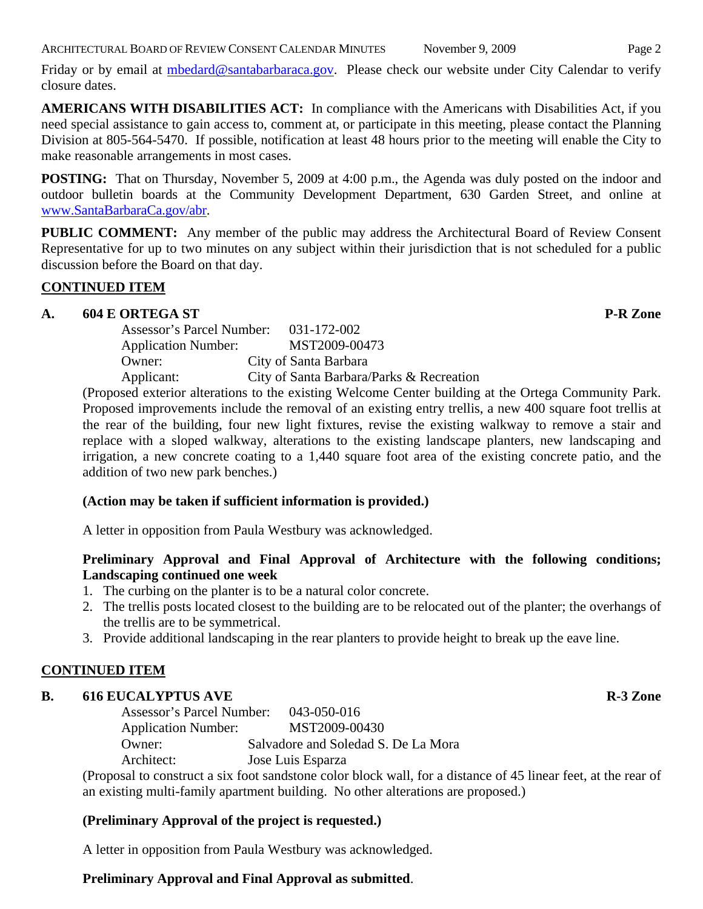Friday or by email at [mbedard@santabarbaraca.gov](mailto:mbedard@santabarbaraca.gov). Please check our website under City Calendar to verify closure dates.

**AMERICANS WITH DISABILITIES ACT:** In compliance with the Americans with Disabilities Act, if you need special assistance to gain access to, comment at, or participate in this meeting, please contact the Planning Division at 805-564-5470. If possible, notification at least 48 hours prior to the meeting will enable the City to make reasonable arrangements in most cases.

**POSTING:** That on Thursday, November 5, 2009 at 4:00 p.m., the Agenda was duly posted on the indoor and outdoor bulletin boards at the Community Development Department, 630 Garden Street, and online at [www.SantaBarbaraCa.gov/abr](http://www.SantaBarbaraCa.gov/abr).

**PUBLIC COMMENT:** Any member of the public may address the Architectural Board of Review Consent Representative for up to two minutes on any subject within their jurisdiction that is not scheduled for a public discussion before the Board on that day.

## CONTINUED ITEM

### A. 604 E ORTEGA ST — P-R Zone

Assessor's Parcel Number: 031-172-002
Application Number: MST2009-00473
Owner: City of Santa Barbara
Applicant: City of Santa Barbara/Parks & Recreation

(Proposed exterior alterations to the existing Welcome Center building at the Ortega Community Park. Proposed improvements include the removal of an existing entry trellis, a new 400 square foot trellis at the rear of the building, four new light fixtures, revise the existing walkway to remove a stair and replace with a sloped walkway, alterations to the existing landscape planters, new landscaping and irrigation, a new concrete coating to a 1,440 square foot area of the existing concrete patio, and the addition of two new park benches.)

**(Action may be taken if sufficient information is provided.)**

A letter in opposition from Paula Westbury was acknowledged.

**Preliminary Approval and Final Approval of Architecture with the following conditions; Landscaping continued one week**

1. The curbing on the planter is to be a natural color concrete.
2. The trellis posts located closest to the building are to be relocated out of the planter; the overhangs of the trellis are to be symmetrical.
3. Provide additional landscaping in the rear planters to provide height to break up the eave line.

## CONTINUED ITEM

### B. 616 EUCALYPTUS AVE — R-3 Zone

Assessor's Parcel Number: 043-050-016
Application Number: MST2009-00430
Owner: Salvadore and Soledad S. De La Mora
Architect: Jose Luis Esparza

(Proposal to construct a six foot sandstone color block wall, for a distance of 45 linear feet, at the rear of an existing multi-family apartment building. No other alterations are proposed.)

**(Preliminary Approval of the project is requested.)**

A letter in opposition from Paula Westbury was acknowledged.

**Preliminary Approval and Final Approval as submitted**.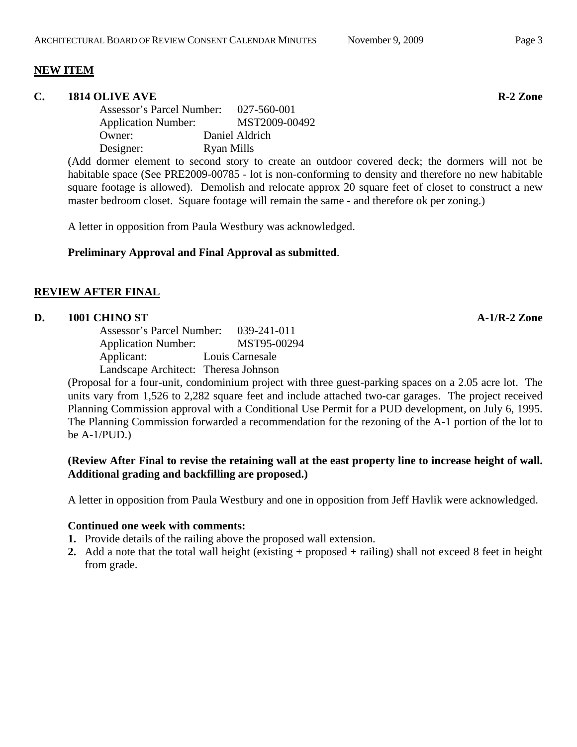## NEW ITEM

### C. 1814 OLIVE AVE — R-2 Zone

Assessor's Parcel Number: 027-560-001
Application Number: MST2009-00492
Owner: Daniel Aldrich
Designer: Ryan Mills

(Add dormer element to second story to create an outdoor covered deck; the dormers will not be habitable space (See PRE2009-00785 - lot is non-conforming to density and therefore no new habitable square footage is allowed). Demolish and relocate approx 20 square feet of closet to construct a new master bedroom closet. Square footage will remain the same - and therefore ok per zoning.)

A letter in opposition from Paula Westbury was acknowledged.

**Preliminary Approval and Final Approval as submitted**.

## REVIEW AFTER FINAL

### D. 1001 CHINO ST — A-1/R-2 Zone

Assessor's Parcel Number: 039-241-011
Application Number: MST95-00294
Applicant: Louis Carnesale
Landscape Architect: Theresa Johnson

(Proposal for a four-unit, condominium project with three guest-parking spaces on a 2.05 acre lot. The units vary from 1,526 to 2,282 square feet and include attached two-car garages. The project received Planning Commission approval with a Conditional Use Permit for a PUD development, on July 6, 1995. The Planning Commission forwarded a recommendation for the rezoning of the A-1 portion of the lot to be A-1/PUD.)

**(Review After Final to revise the retaining wall at the east property line to increase height of wall. Additional grading and backfilling are proposed.)**

A letter in opposition from Paula Westbury and one in opposition from Jeff Havlik were acknowledged.

**Continued one week with comments:**

1. Provide details of the railing above the proposed wall extension.
2. Add a note that the total wall height (existing + proposed + railing) shall not exceed 8 feet in height from grade.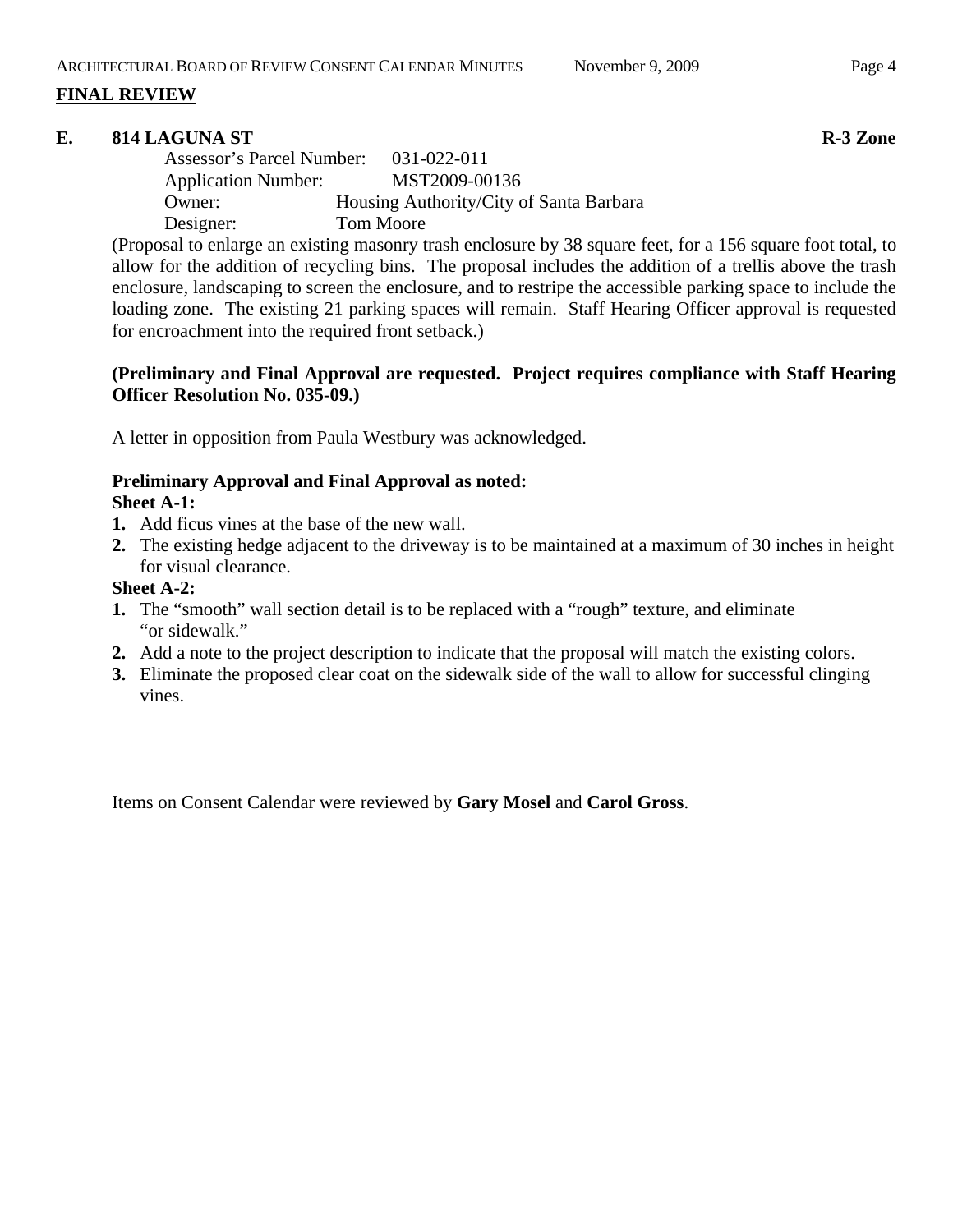## FINAL REVIEW

### E. 814 LAGUNA ST — R-3 Zone

Assessor's Parcel Number: 031-022-011
Application Number: MST2009-00136
Owner: Housing Authority/City of Santa Barbara
Designer: Tom Moore

(Proposal to enlarge an existing masonry trash enclosure by 38 square feet, for a 156 square foot total, to allow for the addition of recycling bins. The proposal includes the addition of a trellis above the trash enclosure, landscaping to screen the enclosure, and to restripe the accessible parking space to include the loading zone. The existing 21 parking spaces will remain. Staff Hearing Officer approval is requested for encroachment into the required front setback.)

**(Preliminary and Final Approval are requested. Project requires compliance with Staff Hearing Officer Resolution No. 035-09.)**

A letter in opposition from Paula Westbury was acknowledged.

**Preliminary Approval and Final Approval as noted:**

**Sheet A-1:**

1. Add ficus vines at the base of the new wall.
2. The existing hedge adjacent to the driveway is to be maintained at a maximum of 30 inches in height for visual clearance.

**Sheet A-2:**

1. The "smooth" wall section detail is to be replaced with a "rough" texture, and eliminate "or sidewalk."
2. Add a note to the project description to indicate that the proposal will match the existing colors.
3. Eliminate the proposed clear coat on the sidewalk side of the wall to allow for successful clinging vines.

Items on Consent Calendar were reviewed by **Gary Mosel** and **Carol Gross**.